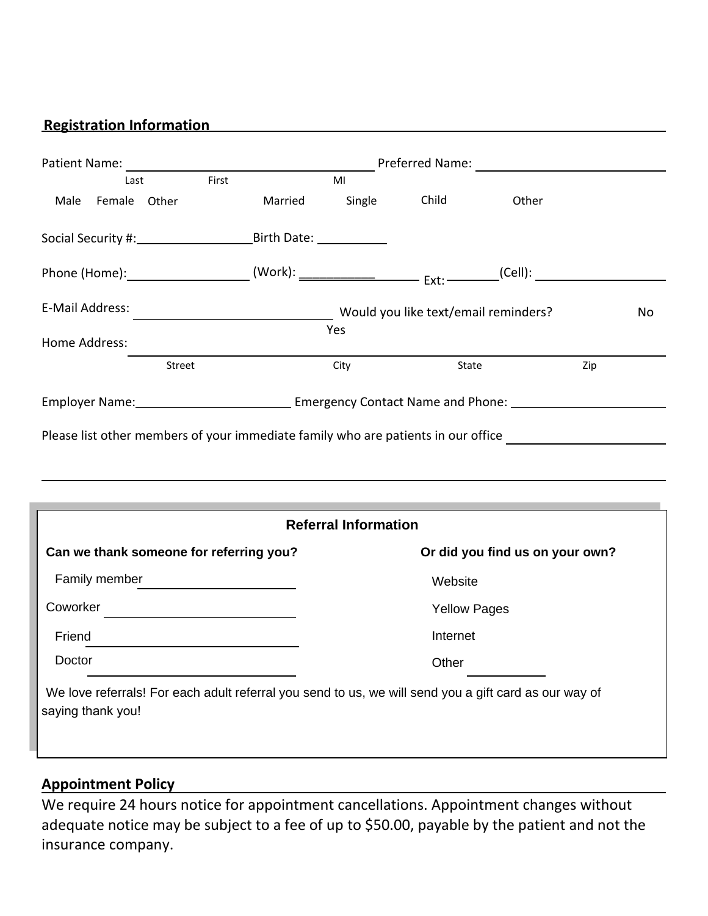## Registration Information

Patient Name: ______________________________ Preferred Name: ______________________
Last          First          MI

Male   Female   Other          Married   Single   Child   Other

Social Security #: ________________ Birth Date: __________

Phone (Home): ________________ (Work): __________ Ext: ______ (Cell): __________________

E-Mail Address: ____________________________ Would you like text/email reminders?   Yes   No

Home Address: ____________________________________________________________________
Street          City          State          Zip

Employer Name: ______________________ Emergency Contact Name and Phone: ______________________

Please list other members of your immediate family who are patients in our office ______________________

___________________________________________________________________________________

### Referral Information

| Can we thank someone for referring you? | Or did you find us on your own? |
|---|---|
| Family member ____________________ | Website |
| Coworker ____________________ | Yellow Pages |
| Friend ____________________ | Internet |
| Doctor ____________________ | Other __________ |

We love referrals! For each adult referral you send to us, we will send you a gift card as our way of saying thank you!

## Appointment Policy

We require 24 hours notice for appointment cancellations. Appointment changes without adequate notice may be subject to a fee of up to $50.00, payable by the patient and not the insurance company.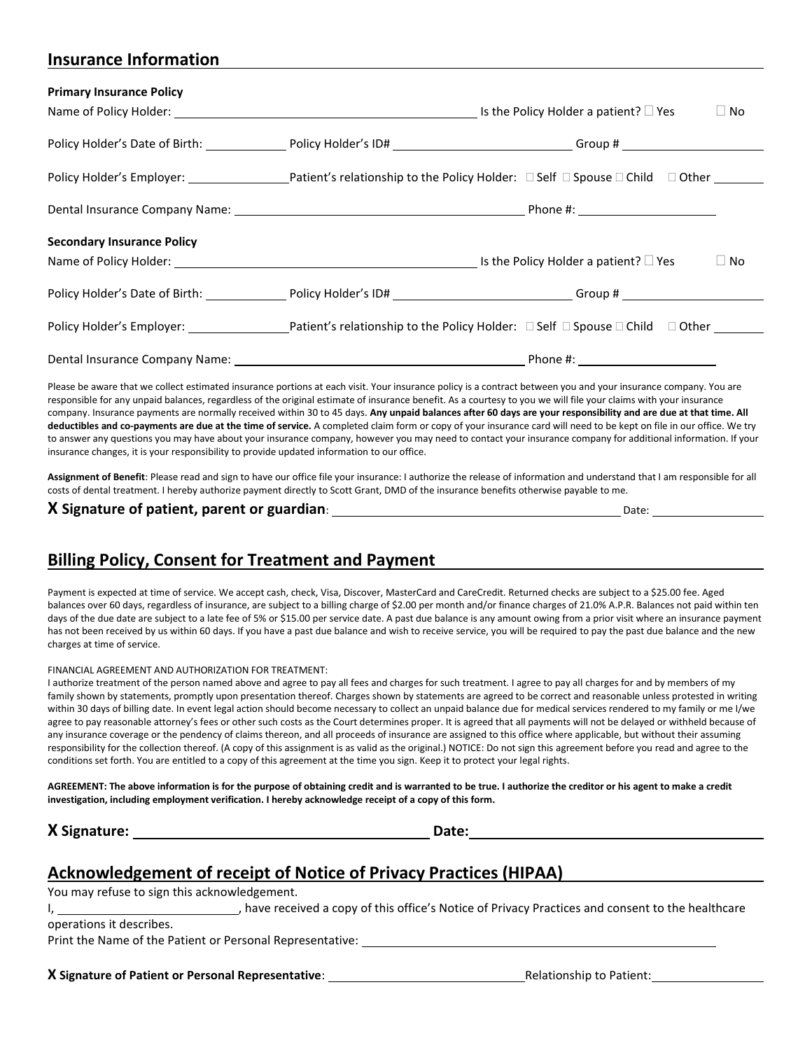## Insurance Information

**Primary Insurance Policy**

Name of Policy Holder: ______________________ Is the Policy Holder a patient? ☐ Yes ☐ No

Policy Holder's Date of Birth: __________ Policy Holder's ID# ______________ Group # ______________

Policy Holder's Employer: __________ Patient's relationship to the Policy Holder: ☐ Self ☐ Spouse ☐ Child ☐ Other ______

Dental Insurance Company Name: ______________________ Phone #: ______________

**Secondary Insurance Policy**

Name of Policy Holder: ______________________ Is the Policy Holder a patient? ☐ Yes ☐ No

Policy Holder's Date of Birth: __________ Policy Holder's ID# ______________ Group # ______________

Policy Holder's Employer: __________ Patient's relationship to the Policy Holder: ☐ Self ☐ Spouse ☐ Child ☐ Other ______

Dental Insurance Company Name: ______________________ Phone #: ______________

Please be aware that we collect estimated insurance portions at each visit. Your insurance policy is a contract between you and your insurance company. You are responsible for any unpaid balances, regardless of the original estimate of insurance benefit. As a courtesy to you we will file your claims with your insurance company. Insurance payments are normally received within 30 to 45 days. **Any unpaid balances after 60 days are your responsibility and are due at that time. All deductibles and co-payments are due at the time of service.** A completed claim form or copy of your insurance card will need to be kept on file in our office. We try to answer any questions you may have about your insurance company, however you may need to contact your insurance company for additional information. If your insurance changes, it is your responsibility to provide updated information to our office.

**Assignment of Benefit**: Please read and sign to have our office file your insurance: I authorize the release of information and understand that I am responsible for all costs of dental treatment. I hereby authorize payment directly to Scott Grant, DMD of the insurance benefits otherwise payable to me.

**X Signature of patient, parent or guardian**: ______________________ Date: __________

## Billing Policy, Consent for Treatment and Payment

Payment is expected at time of service. We accept cash, check, Visa, Discover, MasterCard and CareCredit. Returned checks are subject to a $25.00 fee. Aged balances over 60 days, regardless of insurance, are subject to a billing charge of $2.00 per month and/or finance charges of 21.0% A.P.R. Balances not paid within ten days of the due date are subject to a late fee of 5% or $15.00 per service date. A past due balance is any amount owing from a prior visit where an insurance payment has not been received by us within 60 days. If you have a past due balance and wish to receive service, you will be required to pay the past due balance and the new charges at time of service.

FINANCIAL AGREEMENT AND AUTHORIZATION FOR TREATMENT:

I authorize treatment of the person named above and agree to pay all fees and charges for such treatment. I agree to pay all charges for and by members of my family shown by statements, promptly upon presentation thereof. Charges shown by statements are agreed to be correct and reasonable unless protested in writing within 30 days of billing date. In event legal action should become necessary to collect an unpaid balance due for medical services rendered to my family or me I/we agree to pay reasonable attorney's fees or other such costs as the Court determines proper. It is agreed that all payments will not be delayed or withheld because of any insurance coverage or the pendency of claims thereon, and all proceeds of insurance are assigned to this office where applicable, but without their assuming responsibility for the collection thereof. (A copy of this assignment is as valid as the original.) NOTICE: Do not sign this agreement before you read and agree to the conditions set forth. You are entitled to a copy of this agreement at the time you sign. Keep it to protect your legal rights.

**AGREEMENT: The above information is for the purpose of obtaining credit and is warranted to be true. I authorize the creditor or his agent to make a credit investigation, including employment verification. I hereby acknowledge receipt of a copy of this form.**

**X Signature:** ______________________ **Date:** ______________________

## Acknowledgement of receipt of Notice of Privacy Practices (HIPAA)

You may refuse to sign this acknowledgement.

I, ______________________, have received a copy of this office's Notice of Privacy Practices and consent to the healthcare operations it describes.

Print the Name of the Patient or Personal Representative: ______________________

**X Signature of Patient or Personal Representative**: ______________________ Relationship to Patient: __________